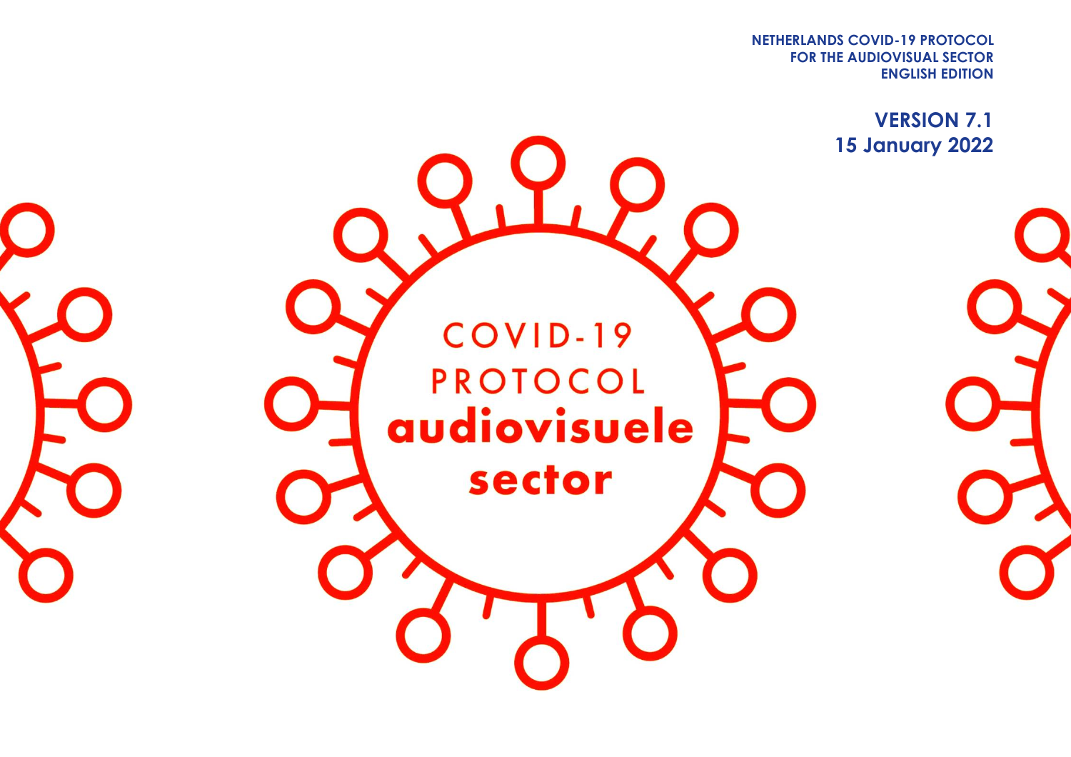**NETHERLANDS COVID-19 PROTOCOL**
**FOR THE AUDIOVISUAL SECTOR**
**ENGLISH EDITION**

**VERSION 7.1**
**15 January 2022**

# COVID-19 PROTOCOL

# audiovisuele sector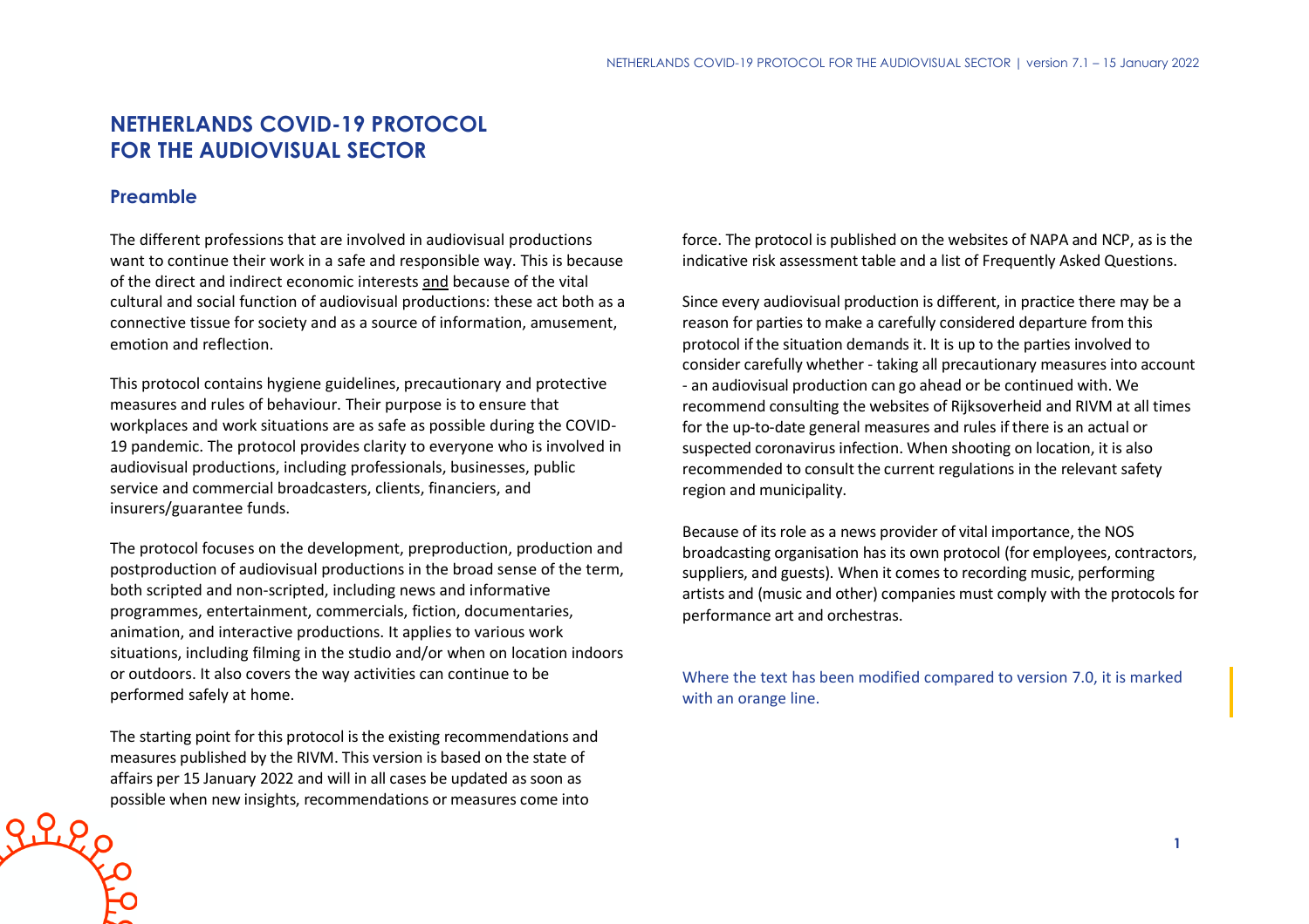# NETHERLANDS COVID-19 PROTOCOL FOR THE AUDIOVISUAL SECTOR

## Preamble

The different professions that are involved in audiovisual productions want to continue their work in a safe and responsible way. This is because of the direct and indirect economic interests and because of the vital cultural and social function of audiovisual productions: these act both as a connective tissue for society and as a source of information, amusement, emotion and reflection.

This protocol contains hygiene guidelines, precautionary and protective measures and rules of behaviour. Their purpose is to ensure that workplaces and work situations are as safe as possible during the COVID-19 pandemic. The protocol provides clarity to everyone who is involved in audiovisual productions, including professionals, businesses, public service and commercial broadcasters, clients, financiers, and insurers/guarantee funds.

The protocol focuses on the development, preproduction, production and postproduction of audiovisual productions in the broad sense of the term, both scripted and non-scripted, including news and informative programmes, entertainment, commercials, fiction, documentaries, animation, and interactive productions. It applies to various work situations, including filming in the studio and/or when on location indoors or outdoors. It also covers the way activities can continue to be performed safely at home.

The starting point for this protocol is the existing recommendations and measures published by the RIVM. This version is based on the state of affairs per 15 January 2022 and will in all cases be updated as soon as possible when new insights, recommendations or measures come into force. The protocol is published on the websites of NAPA and NCP, as is the indicative risk assessment table and a list of Frequently Asked Questions.

Since every audiovisual production is different, in practice there may be a reason for parties to make a carefully considered departure from this protocol if the situation demands it. It is up to the parties involved to consider carefully whether - taking all precautionary measures into account - an audiovisual production can go ahead or be continued with. We recommend consulting the websites of Rijksoverheid and RIVM at all times for the up-to-date general measures and rules if there is an actual or suspected coronavirus infection. When shooting on location, it is also recommended to consult the current regulations in the relevant safety region and municipality.

Because of its role as a news provider of vital importance, the NOS broadcasting organisation has its own protocol (for employees, contractors, suppliers, and guests). When it comes to recording music, performing artists and (music and other) companies must comply with the protocols for performance art and orchestras.

Where the text has been modified compared to version 7.0, it is marked with an orange line.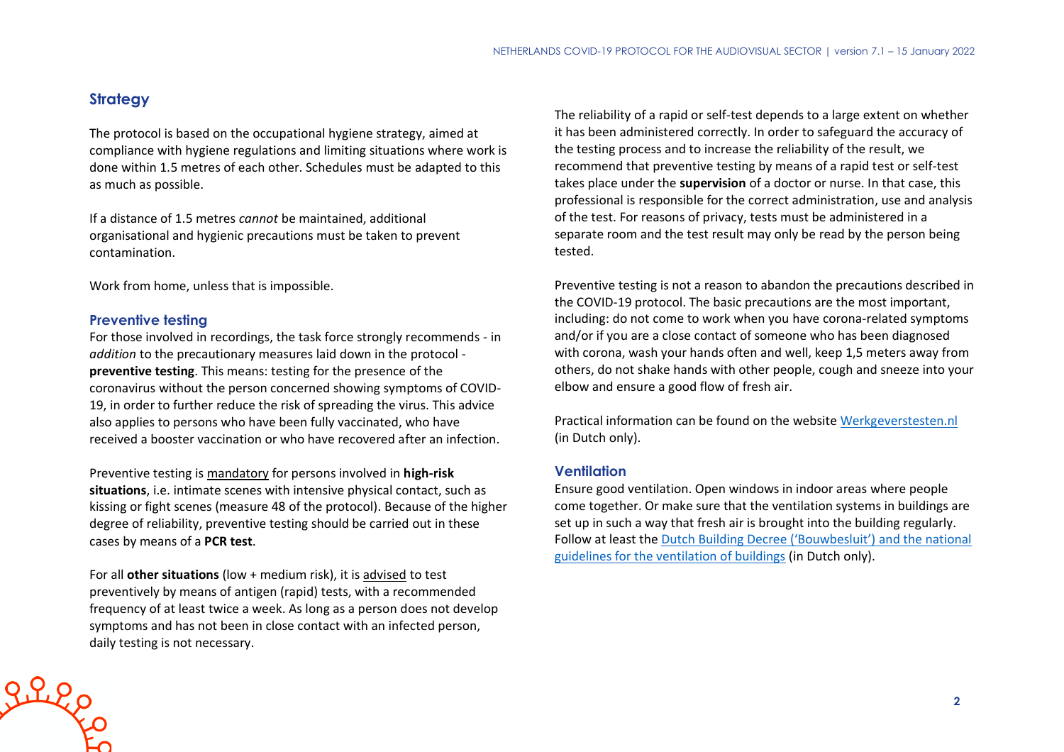## Strategy

The protocol is based on the occupational hygiene strategy, aimed at compliance with hygiene regulations and limiting situations where work is done within 1.5 metres of each other. Schedules must be adapted to this as much as possible.

If a distance of 1.5 metres *cannot* be maintained, additional organisational and hygienic precautions must be taken to prevent contamination.

Work from home, unless that is impossible.

### Preventive testing

For those involved in recordings, the task force strongly recommends - in *addition* to the precautionary measures laid down in the protocol - **preventive testing**. This means: testing for the presence of the coronavirus without the person concerned showing symptoms of COVID-19, in order to further reduce the risk of spreading the virus. This advice also applies to persons who have been fully vaccinated, who have received a booster vaccination or who have recovered after an infection.

Preventive testing is mandatory for persons involved in **high-risk situations**, i.e. intimate scenes with intensive physical contact, such as kissing or fight scenes (measure 48 of the protocol). Because of the higher degree of reliability, preventive testing should be carried out in these cases by means of a **PCR test**.

For all **other situations** (low + medium risk), it is advised to test preventively by means of antigen (rapid) tests, with a recommended frequency of at least twice a week. As long as a person does not develop symptoms and has not been in close contact with an infected person, daily testing is not necessary.

The reliability of a rapid or self-test depends to a large extent on whether it has been administered correctly. In order to safeguard the accuracy of the testing process and to increase the reliability of the result, we recommend that preventive testing by means of a rapid test or self-test takes place under the **supervision** of a doctor or nurse. In that case, this professional is responsible for the correct administration, use and analysis of the test. For reasons of privacy, tests must be administered in a separate room and the test result may only be read by the person being tested.

Preventive testing is not a reason to abandon the precautions described in the COVID-19 protocol. The basic precautions are the most important, including: do not come to work when you have corona-related symptoms and/or if you are a close contact of someone who has been diagnosed with corona, wash your hands often and well, keep 1,5 meters away from others, do not shake hands with other people, cough and sneeze into your elbow and ensure a good flow of fresh air.

Practical information can be found on the website Werkgeverstesten.nl (in Dutch only).

### Ventilation

Ensure good ventilation. Open windows in indoor areas where people come together. Or make sure that the ventilation systems in buildings are set up in such a way that fresh air is brought into the building regularly. Follow at least the Dutch Building Decree ('Bouwbesluit') and the national guidelines for the ventilation of buildings (in Dutch only).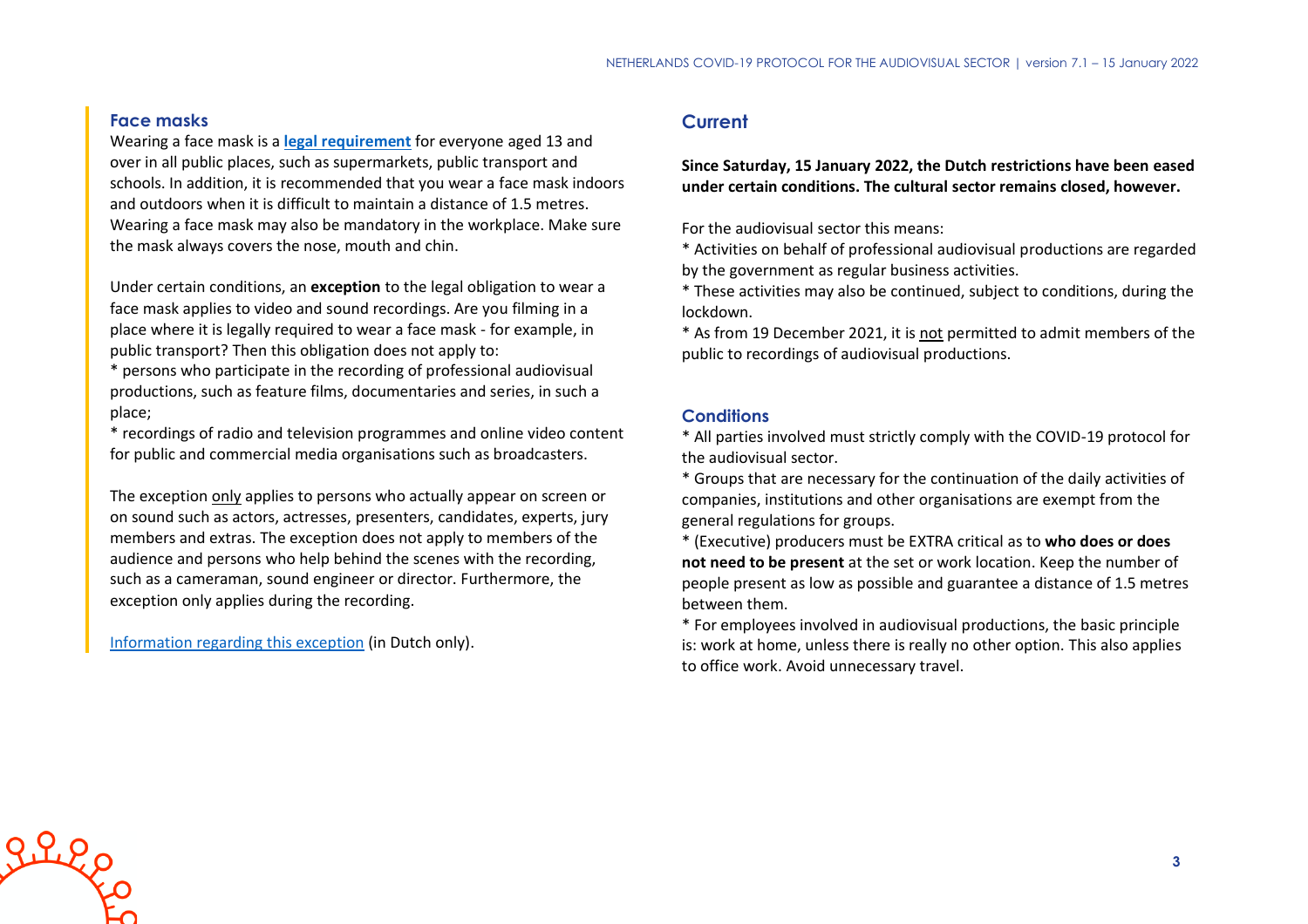## Face masks

Wearing a face mask is a **legal requirement** for everyone aged 13 and over in all public places, such as supermarkets, public transport and schools. In addition, it is recommended that you wear a face mask indoors and outdoors when it is difficult to maintain a distance of 1.5 metres. Wearing a face mask may also be mandatory in the workplace. Make sure the mask always covers the nose, mouth and chin.

Under certain conditions, an **exception** to the legal obligation to wear a face mask applies to video and sound recordings. Are you filming in a place where it is legally required to wear a face mask - for example, in public transport? Then this obligation does not apply to:

* persons who participate in the recording of professional audiovisual productions, such as feature films, documentaries and series, in such a place;
* recordings of radio and television programmes and online video content for public and commercial media organisations such as broadcasters.

The exception only applies to persons who actually appear on screen or on sound such as actors, actresses, presenters, candidates, experts, jury members and extras. The exception does not apply to members of the audience and persons who help behind the scenes with the recording, such as a cameraman, sound engineer or director. Furthermore, the exception only applies during the recording.

Information regarding this exception (in Dutch only).

## Current

**Since Saturday, 15 January 2022, the Dutch restrictions have been eased under certain conditions. The cultural sector remains closed, however.**

For the audiovisual sector this means:

* Activities on behalf of professional audiovisual productions are regarded by the government as regular business activities.
* These activities may also be continued, subject to conditions, during the lockdown.
* As from 19 December 2021, it is not permitted to admit members of the public to recordings of audiovisual productions.

## Conditions

* All parties involved must strictly comply with the COVID-19 protocol for the audiovisual sector.
* Groups that are necessary for the continuation of the daily activities of companies, institutions and other organisations are exempt from the general regulations for groups.
* (Executive) producers must be EXTRA critical as to **who does or does not need to be present** at the set or work location. Keep the number of people present as low as possible and guarantee a distance of 1.5 metres between them.
* For employees involved in audiovisual productions, the basic principle is: work at home, unless there is really no other option. This also applies to office work. Avoid unnecessary travel.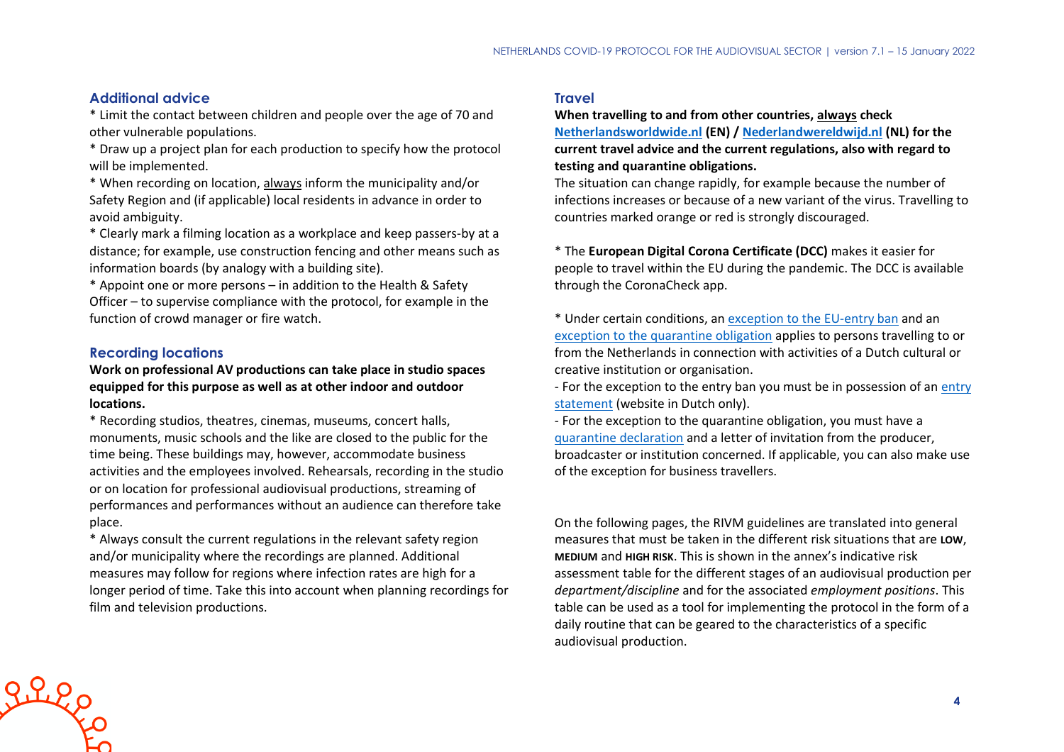## Additional advice

* Limit the contact between children and people over the age of 70 and other vulnerable populations.
* Draw up a project plan for each production to specify how the protocol will be implemented.
* When recording on location, always inform the municipality and/or Safety Region and (if applicable) local residents in advance in order to avoid ambiguity.
* Clearly mark a filming location as a workplace and keep passers-by at a distance; for example, use construction fencing and other means such as information boards (by analogy with a building site).
* Appoint one or more persons – in addition to the Health & Safety Officer – to supervise compliance with the protocol, for example in the function of crowd manager or fire watch.

## Recording locations

**Work on professional AV productions can take place in studio spaces equipped for this purpose as well as at other indoor and outdoor locations.**

* Recording studios, theatres, cinemas, museums, concert halls, monuments, music schools and the like are closed to the public for the time being. These buildings may, however, accommodate business activities and the employees involved. Rehearsals, recording in the studio or on location for professional audiovisual productions, streaming of performances and performances without an audience can therefore take place.
* Always consult the current regulations in the relevant safety region and/or municipality where the recordings are planned. Additional measures may follow for regions where infection rates are high for a longer period of time. Take this into account when planning recordings for film and television productions.

## Travel

**When travelling to and from other countries, always check Netherlandsworldwide.nl (EN) / Nederlandwereldwijd.nl (NL) for the current travel advice and the current regulations, also with regard to testing and quarantine obligations.**

The situation can change rapidly, for example because the number of infections increases or because of a new variant of the virus. Travelling to countries marked orange or red is strongly discouraged.

* The **European Digital Corona Certificate (DCC)** makes it easier for people to travel within the EU during the pandemic. The DCC is available through the CoronaCheck app.

* Under certain conditions, an exception to the EU-entry ban and an exception to the quarantine obligation applies to persons travelling to or from the Netherlands in connection with activities of a Dutch cultural or creative institution or organisation.
- For the exception to the entry ban you must be in possession of an entry statement (website in Dutch only).
- For the exception to the quarantine obligation, you must have a quarantine declaration and a letter of invitation from the producer, broadcaster or institution concerned. If applicable, you can also make use of the exception for business travellers.

On the following pages, the RIVM guidelines are translated into general measures that must be taken in the different risk situations that are **LOW**, **MEDIUM** and **HIGH RISK**. This is shown in the annex's indicative risk assessment table for the different stages of an audiovisual production per *department/discipline* and for the associated *employment positions*. This table can be used as a tool for implementing the protocol in the form of a daily routine that can be geared to the characteristics of a specific audiovisual production.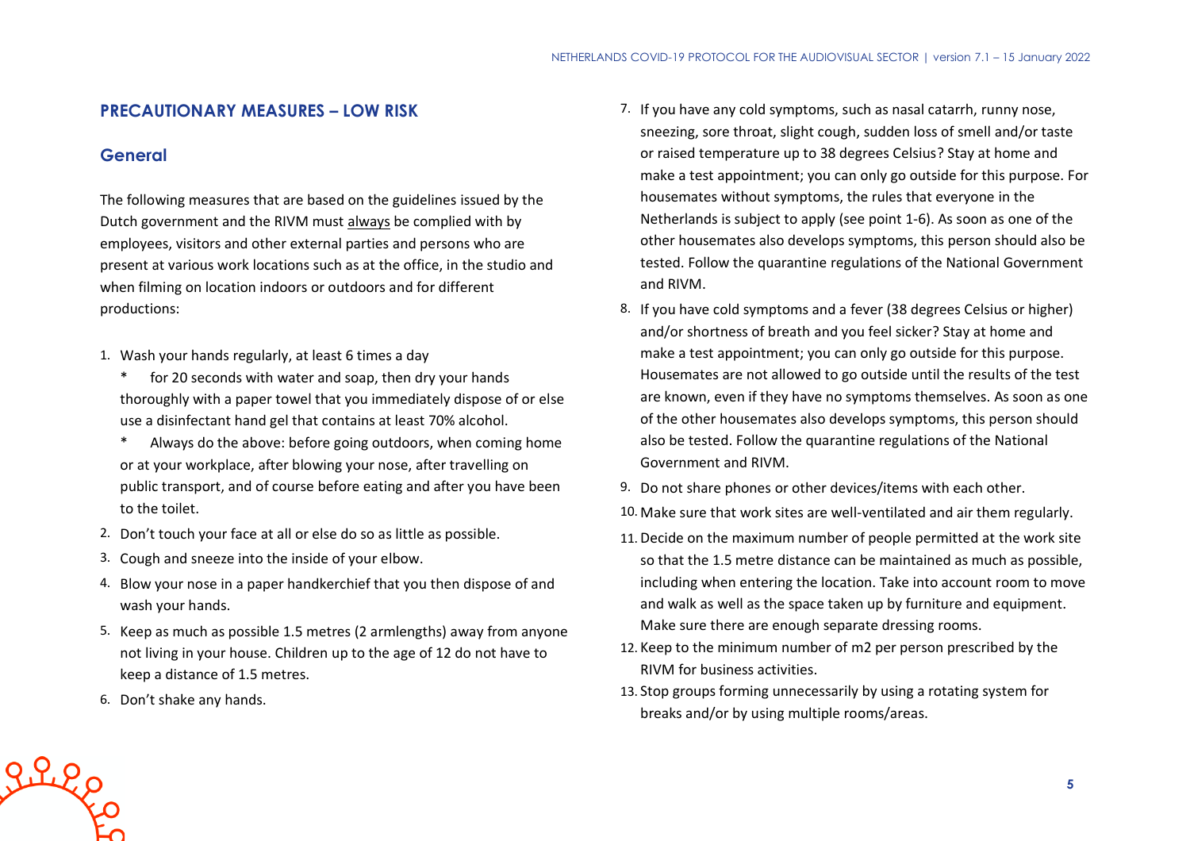## PRECAUTIONARY MEASURES – LOW RISK

### General

The following measures that are based on the guidelines issued by the Dutch government and the RIVM must always be complied with by employees, visitors and other external parties and persons who are present at various work locations such as at the office, in the studio and when filming on location indoors or outdoors and for different productions:

1. Wash your hands regularly, at least 6 times a day
   * for 20 seconds with water and soap, then dry your hands thoroughly with a paper towel that you immediately dispose of or else use a disinfectant hand gel that contains at least 70% alcohol.
   * Always do the above: before going outdoors, when coming home or at your workplace, after blowing your nose, after travelling on public transport, and of course before eating and after you have been to the toilet.
2. Don't touch your face at all or else do so as little as possible.
3. Cough and sneeze into the inside of your elbow.
4. Blow your nose in a paper handkerchief that you then dispose of and wash your hands.
5. Keep as much as possible 1.5 metres (2 armlengths) away from anyone not living in your house. Children up to the age of 12 do not have to keep a distance of 1.5 metres.
6. Don't shake any hands.
7. If you have any cold symptoms, such as nasal catarrh, runny nose, sneezing, sore throat, slight cough, sudden loss of smell and/or taste or raised temperature up to 38 degrees Celsius? Stay at home and make a test appointment; you can only go outside for this purpose. For housemates without symptoms, the rules that everyone in the Netherlands is subject to apply (see point 1-6). As soon as one of the other housemates also develops symptoms, this person should also be tested. Follow the quarantine regulations of the National Government and RIVM.
8. If you have cold symptoms and a fever (38 degrees Celsius or higher) and/or shortness of breath and you feel sicker? Stay at home and make a test appointment; you can only go outside for this purpose. Housemates are not allowed to go outside until the results of the test are known, even if they have no symptoms themselves. As soon as one of the other housemates also develops symptoms, this person should also be tested. Follow the quarantine regulations of the National Government and RIVM.
9. Do not share phones or other devices/items with each other.
10. Make sure that work sites are well-ventilated and air them regularly.
11. Decide on the maximum number of people permitted at the work site so that the 1.5 metre distance can be maintained as much as possible, including when entering the location. Take into account room to move and walk as well as the space taken up by furniture and equipment. Make sure there are enough separate dressing rooms.
12. Keep to the minimum number of m2 per person prescribed by the RIVM for business activities.
13. Stop groups forming unnecessarily by using a rotating system for breaks and/or by using multiple rooms/areas.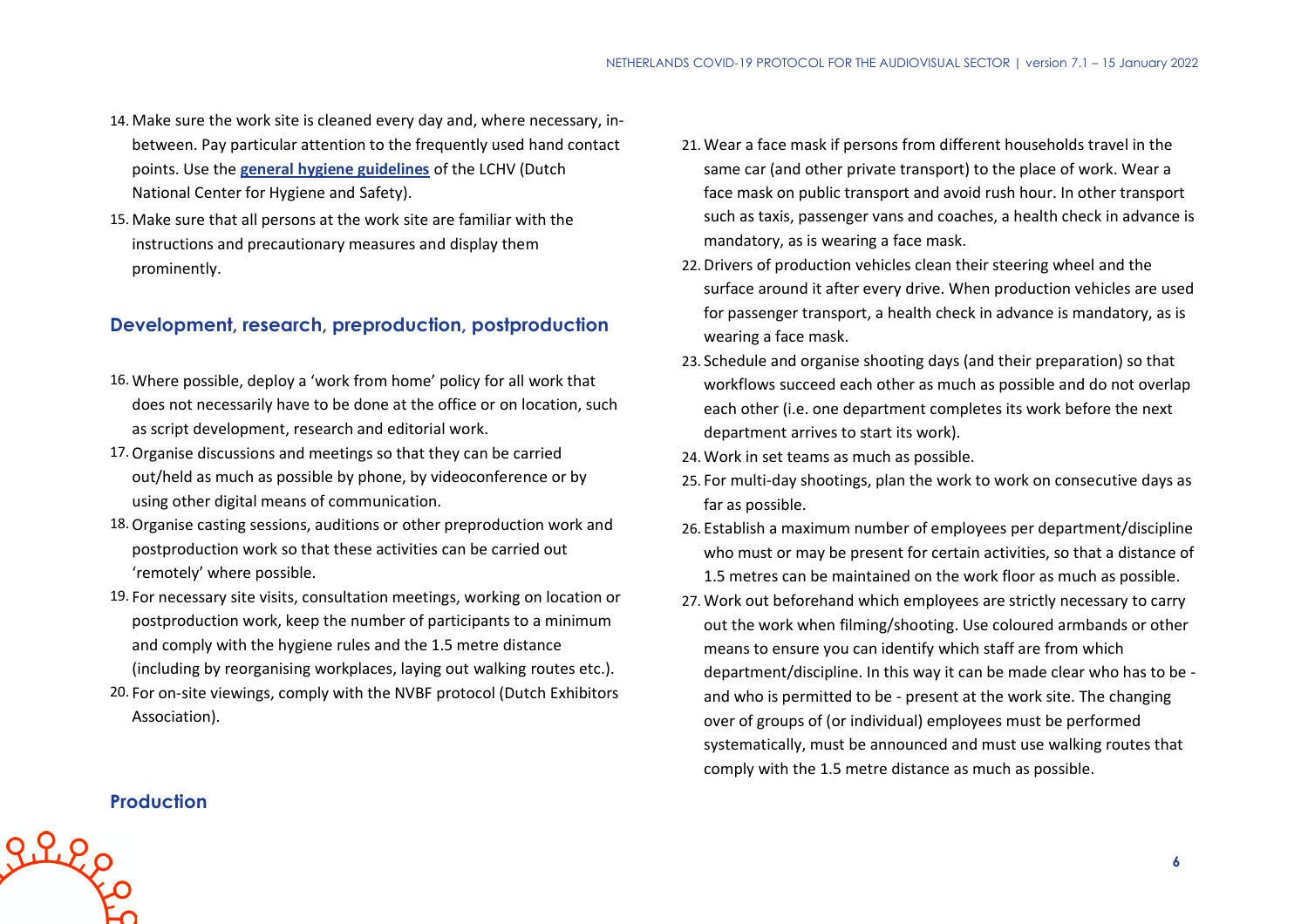14. Make sure the work site is cleaned every day and, where necessary, in-between. Pay particular attention to the frequently used hand contact points. Use the **general hygiene guidelines** of the LCHV (Dutch National Center for Hygiene and Safety).
15. Make sure that all persons at the work site are familiar with the instructions and precautionary measures and display them prominently.

## Development, research, preproduction, postproduction

16. Where possible, deploy a 'work from home' policy for all work that does not necessarily have to be done at the office or on location, such as script development, research and editorial work.
17. Organise discussions and meetings so that they can be carried out/held as much as possible by phone, by videoconference or by using other digital means of communication.
18. Organise casting sessions, auditions or other preproduction work and postproduction work so that these activities can be carried out 'remotely' where possible.
19. For necessary site visits, consultation meetings, working on location or postproduction work, keep the number of participants to a minimum and comply with the hygiene rules and the 1.5 metre distance (including by reorganising workplaces, laying out walking routes etc.).
20. For on-site viewings, comply with the NVBF protocol (Dutch Exhibitors Association).

## Production

21. Wear a face mask if persons from different households travel in the same car (and other private transport) to the place of work. Wear a face mask on public transport and avoid rush hour. In other transport such as taxis, passenger vans and coaches, a health check in advance is mandatory, as is wearing a face mask.
22. Drivers of production vehicles clean their steering wheel and the surface around it after every drive. When production vehicles are used for passenger transport, a health check in advance is mandatory, as is wearing a face mask.
23. Schedule and organise shooting days (and their preparation) so that workflows succeed each other as much as possible and do not overlap each other (i.e. one department completes its work before the next department arrives to start its work).
24. Work in set teams as much as possible.
25. For multi-day shootings, plan the work to work on consecutive days as far as possible.
26. Establish a maximum number of employees per department/discipline who must or may be present for certain activities, so that a distance of 1.5 metres can be maintained on the work floor as much as possible.
27. Work out beforehand which employees are strictly necessary to carry out the work when filming/shooting. Use coloured armbands or other means to ensure you can identify which staff are from which department/discipline. In this way it can be made clear who has to be - and who is permitted to be - present at the work site. The changing over of groups of (or individual) employees must be performed systematically, must be announced and must use walking routes that comply with the 1.5 metre distance as much as possible.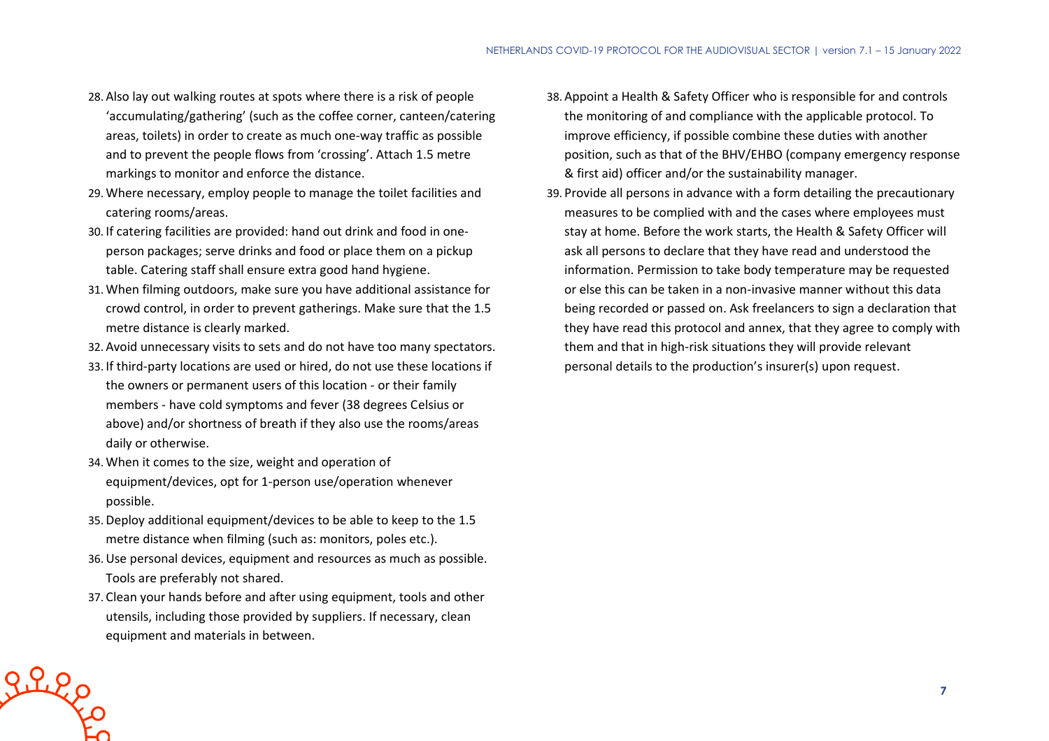28. Also lay out walking routes at spots where there is a risk of people 'accumulating/gathering' (such as the coffee corner, canteen/catering areas, toilets) in order to create as much one-way traffic as possible and to prevent the people flows from 'crossing'. Attach 1.5 metre markings to monitor and enforce the distance.
29. Where necessary, employ people to manage the toilet facilities and catering rooms/areas.
30. If catering facilities are provided: hand out drink and food in one-person packages; serve drinks and food or place them on a pickup table. Catering staff shall ensure extra good hand hygiene.
31. When filming outdoors, make sure you have additional assistance for crowd control, in order to prevent gatherings. Make sure that the 1.5 metre distance is clearly marked.
32. Avoid unnecessary visits to sets and do not have too many spectators.
33. If third-party locations are used or hired, do not use these locations if the owners or permanent users of this location - or their family members - have cold symptoms and fever (38 degrees Celsius or above) and/or shortness of breath if they also use the rooms/areas daily or otherwise.
34. When it comes to the size, weight and operation of equipment/devices, opt for 1-person use/operation whenever possible.
35. Deploy additional equipment/devices to be able to keep to the 1.5 metre distance when filming (such as: monitors, poles etc.).
36. Use personal devices, equipment and resources as much as possible. Tools are preferably not shared.
37. Clean your hands before and after using equipment, tools and other utensils, including those provided by suppliers. If necessary, clean equipment and materials in between.
38. Appoint a Health & Safety Officer who is responsible for and controls the monitoring of and compliance with the applicable protocol. To improve efficiency, if possible combine these duties with another position, such as that of the BHV/EHBO (company emergency response & first aid) officer and/or the sustainability manager.
39. Provide all persons in advance with a form detailing the precautionary measures to be complied with and the cases where employees must stay at home. Before the work starts, the Health & Safety Officer will ask all persons to declare that they have read and understood the information. Permission to take body temperature may be requested or else this can be taken in a non-invasive manner without this data being recorded or passed on. Ask freelancers to sign a declaration that they have read this protocol and annex, that they agree to comply with them and that in high-risk situations they will provide relevant personal details to the production's insurer(s) upon request.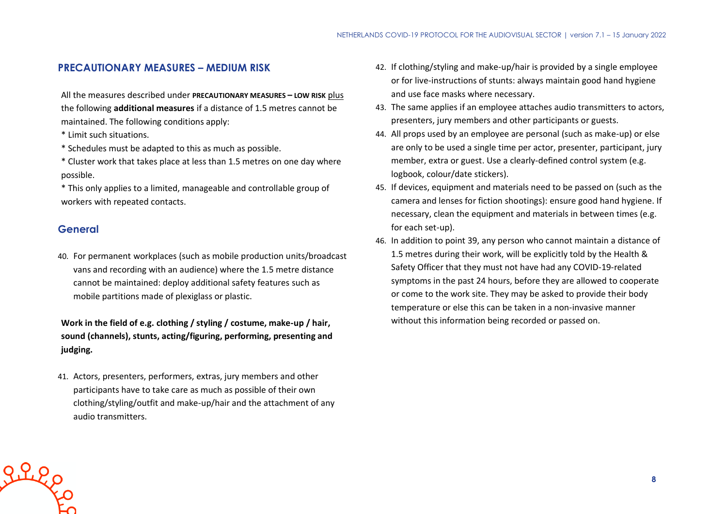## PRECAUTIONARY MEASURES – MEDIUM RISK

All the measures described under **PRECAUTIONARY MEASURES – LOW RISK** plus the following **additional measures** if a distance of 1.5 metres cannot be maintained. The following conditions apply:

* Limit such situations.
* Schedules must be adapted to this as much as possible.
* Cluster work that takes place at less than 1.5 metres on one day where possible.
* This only applies to a limited, manageable and controllable group of workers with repeated contacts.

### General

40. For permanent workplaces (such as mobile production units/broadcast vans and recording with an audience) where the 1.5 metre distance cannot be maintained: deploy additional safety features such as mobile partitions made of plexiglass or plastic.

**Work in the field of e.g. clothing / styling / costume, make-up / hair, sound (channels), stunts, acting/figuring, performing, presenting and judging.**

41. Actors, presenters, performers, extras, jury members and other participants have to take care as much as possible of their own clothing/styling/outfit and make-up/hair and the attachment of any audio transmitters.
42. If clothing/styling and make-up/hair is provided by a single employee or for live-instructions of stunts: always maintain good hand hygiene and use face masks where necessary.
43. The same applies if an employee attaches audio transmitters to actors, presenters, jury members and other participants or guests.
44. All props used by an employee are personal (such as make-up) or else are only to be used a single time per actor, presenter, participant, jury member, extra or guest. Use a clearly-defined control system (e.g. logbook, colour/date stickers).
45. If devices, equipment and materials need to be passed on (such as the camera and lenses for fiction shootings): ensure good hand hygiene. If necessary, clean the equipment and materials in between times (e.g. for each set-up).
46. In addition to point 39, any person who cannot maintain a distance of 1.5 metres during their work, will be explicitly told by the Health & Safety Officer that they must not have had any COVID-19-related symptoms in the past 24 hours, before they are allowed to cooperate or come to the work site. They may be asked to provide their body temperature or else this can be taken in a non-invasive manner without this information being recorded or passed on.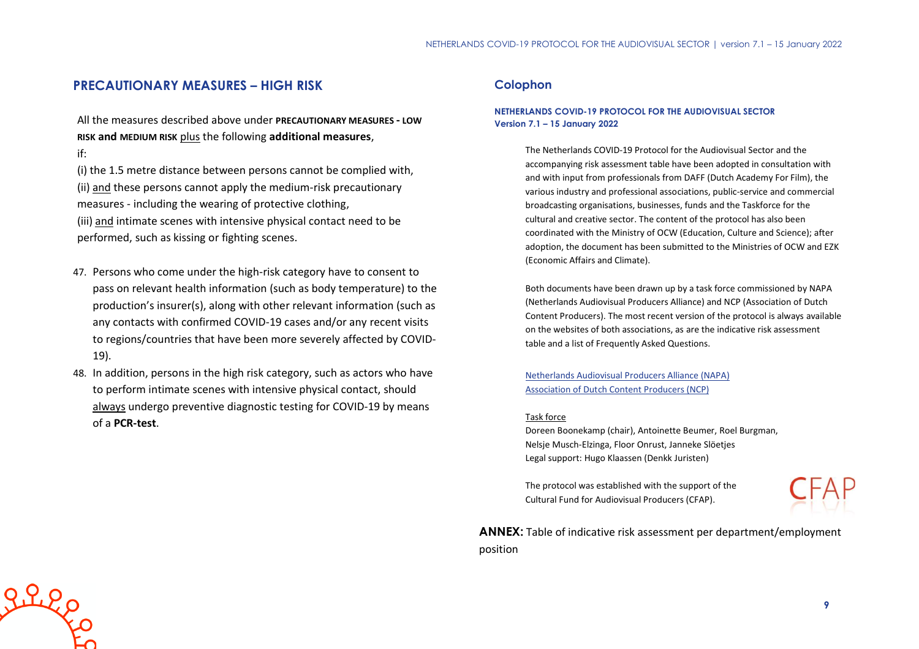## PRECAUTIONARY MEASURES – HIGH RISK

All the measures described above under **PRECAUTIONARY MEASURES - LOW RISK and MEDIUM RISK** plus the following **additional measures**, if:

(i) the 1.5 metre distance between persons cannot be complied with,
(ii) and these persons cannot apply the medium-risk precautionary measures - including the wearing of protective clothing,
(iii) and intimate scenes with intensive physical contact need to be performed, such as kissing or fighting scenes.

47. Persons who come under the high-risk category have to consent to pass on relevant health information (such as body temperature) to the production's insurer(s), along with other relevant information (such as any contacts with confirmed COVID-19 cases and/or any recent visits to regions/countries that have been more severely affected by COVID-19).
48. In addition, persons in the high risk category, such as actors who have to perform intimate scenes with intensive physical contact, should always undergo preventive diagnostic testing for COVID-19 by means of a **PCR-test**.

## Colophon

**NETHERLANDS COVID-19 PROTOCOL FOR THE AUDIOVISUAL SECTOR**
**Version 7.1 – 15 January 2022**

The Netherlands COVID-19 Protocol for the Audiovisual Sector and the accompanying risk assessment table have been adopted in consultation with and with input from professionals from DAFF (Dutch Academy For Film), the various industry and professional associations, public-service and commercial broadcasting organisations, businesses, funds and the Taskforce for the cultural and creative sector. The content of the protocol has also been coordinated with the Ministry of OCW (Education, Culture and Science); after adoption, the document has been submitted to the Ministries of OCW and EZK (Economic Affairs and Climate).

Both documents have been drawn up by a task force commissioned by NAPA (Netherlands Audiovisual Producers Alliance) and NCP (Association of Dutch Content Producers). The most recent version of the protocol is always available on the websites of both associations, as are the indicative risk assessment table and a list of Frequently Asked Questions.

Netherlands Audiovisual Producers Alliance (NAPA)
Association of Dutch Content Producers (NCP)

Task force
Doreen Boonekamp (chair), Antoinette Beumer, Roel Burgman, Nelsje Musch-Elzinga, Floor Onrust, Janneke Slöetjes
Legal support: Hugo Klaassen (Denkk Juristen)

The protocol was established with the support of the Cultural Fund for Audiovisual Producers (CFAP).

CFAP

**ANNEX:** Table of indicative risk assessment per department/employment position